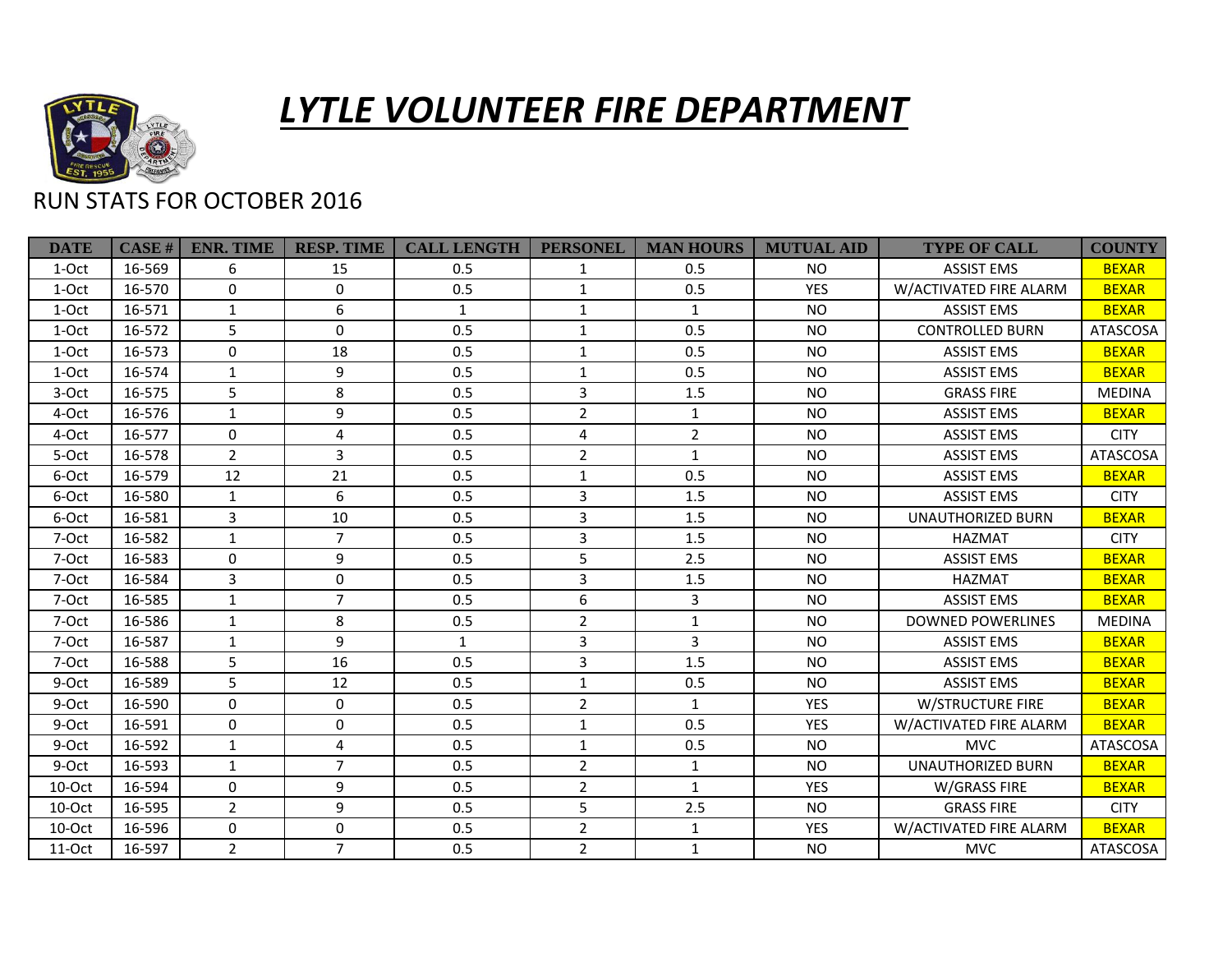# *LYTLE VOLUNTEER FIRE DEPARTMENT*

RUN STATS FOR OCTOBER 2016

| DATE | CASE # | ENR. TIME | RESP. TIME | CALL LENGTH | PERSONEL | MAN HOURS | MUTUAL AID | TYPE OF CALL | COUNTY |
|---|---|---|---|---|---|---|---|---|---|
| 1-Oct | 16-569 | 6 | 15 | 0.5 | 1 | 0.5 | NO | ASSIST EMS | BEXAR |
| 1-Oct | 16-570 | 0 | 0 | 0.5 | 1 | 0.5 | YES | W/ACTIVATED FIRE ALARM | BEXAR |
| 1-Oct | 16-571 | 1 | 6 | 1 | 1 | 1 | NO | ASSIST EMS | BEXAR |
| 1-Oct | 16-572 | 5 | 0 | 0.5 | 1 | 0.5 | NO | CONTROLLED BURN | ATASCOSA |
| 1-Oct | 16-573 | 0 | 18 | 0.5 | 1 | 0.5 | NO | ASSIST EMS | BEXAR |
| 1-Oct | 16-574 | 1 | 9 | 0.5 | 1 | 0.5 | NO | ASSIST EMS | BEXAR |
| 3-Oct | 16-575 | 5 | 8 | 0.5 | 3 | 1.5 | NO | GRASS FIRE | MEDINA |
| 4-Oct | 16-576 | 1 | 9 | 0.5 | 2 | 1 | NO | ASSIST EMS | BEXAR |
| 4-Oct | 16-577 | 0 | 4 | 0.5 | 4 | 2 | NO | ASSIST EMS | CITY |
| 5-Oct | 16-578 | 2 | 3 | 0.5 | 2 | 1 | NO | ASSIST EMS | ATASCOSA |
| 6-Oct | 16-579 | 12 | 21 | 0.5 | 1 | 0.5 | NO | ASSIST EMS | BEXAR |
| 6-Oct | 16-580 | 1 | 6 | 0.5 | 3 | 1.5 | NO | ASSIST EMS | CITY |
| 6-Oct | 16-581 | 3 | 10 | 0.5 | 3 | 1.5 | NO | UNAUTHORIZED BURN | BEXAR |
| 7-Oct | 16-582 | 1 | 7 | 0.5 | 3 | 1.5 | NO | HAZMAT | CITY |
| 7-Oct | 16-583 | 0 | 9 | 0.5 | 5 | 2.5 | NO | ASSIST EMS | BEXAR |
| 7-Oct | 16-584 | 3 | 0 | 0.5 | 3 | 1.5 | NO | HAZMAT | BEXAR |
| 7-Oct | 16-585 | 1 | 7 | 0.5 | 6 | 3 | NO | ASSIST EMS | BEXAR |
| 7-Oct | 16-586 | 1 | 8 | 0.5 | 2 | 1 | NO | DOWNED POWERLINES | MEDINA |
| 7-Oct | 16-587 | 1 | 9 | 1 | 3 | 3 | NO | ASSIST EMS | BEXAR |
| 7-Oct | 16-588 | 5 | 16 | 0.5 | 3 | 1.5 | NO | ASSIST EMS | BEXAR |
| 9-Oct | 16-589 | 5 | 12 | 0.5 | 1 | 0.5 | NO | ASSIST EMS | BEXAR |
| 9-Oct | 16-590 | 0 | 0 | 0.5 | 2 | 1 | YES | W/STRUCTURE FIRE | BEXAR |
| 9-Oct | 16-591 | 0 | 0 | 0.5 | 1 | 0.5 | YES | W/ACTIVATED FIRE ALARM | BEXAR |
| 9-Oct | 16-592 | 1 | 4 | 0.5 | 1 | 0.5 | NO | MVC | ATASCOSA |
| 9-Oct | 16-593 | 1 | 7 | 0.5 | 2 | 1 | NO | UNAUTHORIZED BURN | BEXAR |
| 10-Oct | 16-594 | 0 | 9 | 0.5 | 2 | 1 | YES | W/GRASS FIRE | BEXAR |
| 10-Oct | 16-595 | 2 | 9 | 0.5 | 5 | 2.5 | NO | GRASS FIRE | CITY |
| 10-Oct | 16-596 | 0 | 0 | 0.5 | 2 | 1 | YES | W/ACTIVATED FIRE ALARM | BEXAR |
| 11-Oct | 16-597 | 2 | 7 | 0.5 | 2 | 1 | NO | MVC | ATASCOSA |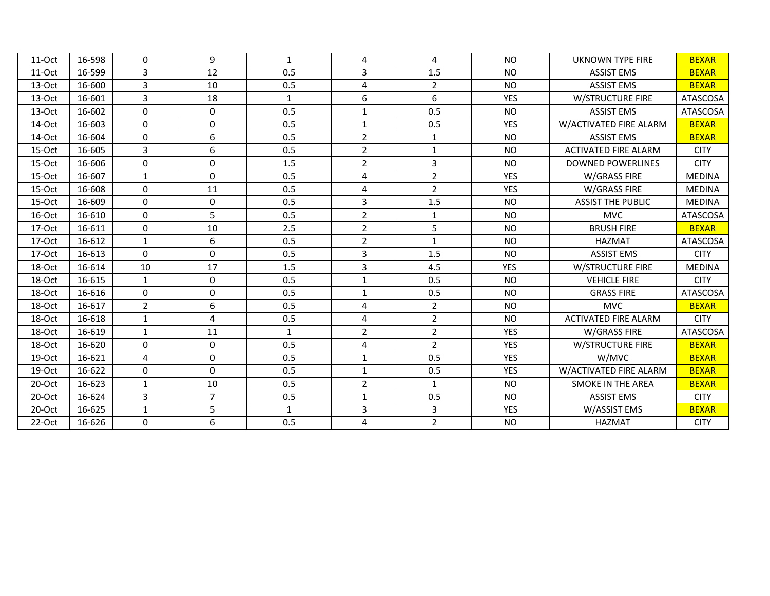| | | | | | | | | | |
|---|---|---|---|---|---|---|---|---|---|
| 11-Oct | 16-598 | 0 | 9 | 1 | 4 | 4 | NO | UKNOWN TYPE FIRE | BEXAR |
| 11-Oct | 16-599 | 3 | 12 | 0.5 | 3 | 1.5 | NO | ASSIST EMS | BEXAR |
| 13-Oct | 16-600 | 3 | 10 | 0.5 | 4 | 2 | NO | ASSIST EMS | BEXAR |
| 13-Oct | 16-601 | 3 | 18 | 1 | 6 | 6 | YES | W/STRUCTURE FIRE | ATASCOSA |
| 13-Oct | 16-602 | 0 | 0 | 0.5 | 1 | 0.5 | NO | ASSIST EMS | ATASCOSA |
| 14-Oct | 16-603 | 0 | 0 | 0.5 | 1 | 0.5 | YES | W/ACTIVATED FIRE ALARM | BEXAR |
| 14-Oct | 16-604 | 0 | 6 | 0.5 | 2 | 1 | NO | ASSIST EMS | BEXAR |
| 15-Oct | 16-605 | 3 | 6 | 0.5 | 2 | 1 | NO | ACTIVATED FIRE ALARM | CITY |
| 15-Oct | 16-606 | 0 | 0 | 1.5 | 2 | 3 | NO | DOWNED POWERLINES | CITY |
| 15-Oct | 16-607 | 1 | 0 | 0.5 | 4 | 2 | YES | W/GRASS FIRE | MEDINA |
| 15-Oct | 16-608 | 0 | 11 | 0.5 | 4 | 2 | YES | W/GRASS FIRE | MEDINA |
| 15-Oct | 16-609 | 0 | 0 | 0.5 | 3 | 1.5 | NO | ASSIST THE PUBLIC | MEDINA |
| 16-Oct | 16-610 | 0 | 5 | 0.5 | 2 | 1 | NO | MVC | ATASCOSA |
| 17-Oct | 16-611 | 0 | 10 | 2.5 | 2 | 5 | NO | BRUSH FIRE | BEXAR |
| 17-Oct | 16-612 | 1 | 6 | 0.5 | 2 | 1 | NO | HAZMAT | ATASCOSA |
| 17-Oct | 16-613 | 0 | 0 | 0.5 | 3 | 1.5 | NO | ASSIST EMS | CITY |
| 18-Oct | 16-614 | 10 | 17 | 1.5 | 3 | 4.5 | YES | W/STRUCTURE FIRE | MEDINA |
| 18-Oct | 16-615 | 1 | 0 | 0.5 | 1 | 0.5 | NO | VEHICLE FIRE | CITY |
| 18-Oct | 16-616 | 0 | 0 | 0.5 | 1 | 0.5 | NO | GRASS FIRE | ATASCOSA |
| 18-Oct | 16-617 | 2 | 6 | 0.5 | 4 | 2 | NO | MVC | BEXAR |
| 18-Oct | 16-618 | 1 | 4 | 0.5 | 4 | 2 | NO | ACTIVATED FIRE ALARM | CITY |
| 18-Oct | 16-619 | 1 | 11 | 1 | 2 | 2 | YES | W/GRASS FIRE | ATASCOSA |
| 18-Oct | 16-620 | 0 | 0 | 0.5 | 4 | 2 | YES | W/STRUCTURE FIRE | BEXAR |
| 19-Oct | 16-621 | 4 | 0 | 0.5 | 1 | 0.5 | YES | W/MVC | BEXAR |
| 19-Oct | 16-622 | 0 | 0 | 0.5 | 1 | 0.5 | YES | W/ACTIVATED FIRE ALARM | BEXAR |
| 20-Oct | 16-623 | 1 | 10 | 0.5 | 2 | 1 | NO | SMOKE IN THE AREA | BEXAR |
| 20-Oct | 16-624 | 3 | 7 | 0.5 | 1 | 0.5 | NO | ASSIST EMS | CITY |
| 20-Oct | 16-625 | 1 | 5 | 1 | 3 | 3 | YES | W/ASSIST EMS | BEXAR |
| 22-Oct | 16-626 | 0 | 6 | 0.5 | 4 | 2 | NO | HAZMAT | CITY |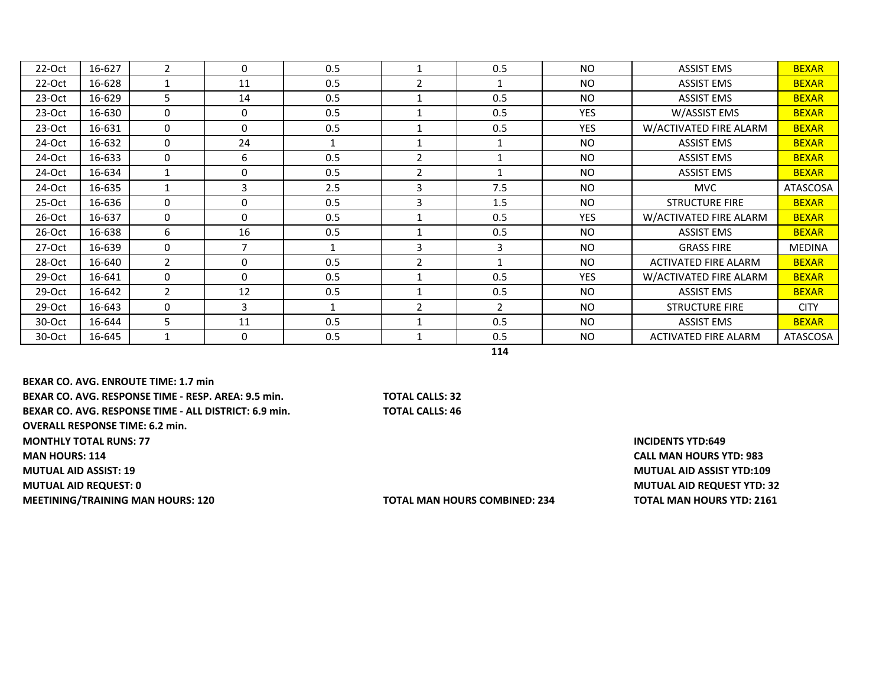| | | | | | | | | | |
|---|---|---|---|---|---|---|---|---|---|
| 22-Oct | 16-627 | 2 | 0 | 0.5 | 1 | 0.5 | NO | ASSIST EMS | BEXAR |
| 22-Oct | 16-628 | 1 | 11 | 0.5 | 2 | 1 | NO | ASSIST EMS | BEXAR |
| 23-Oct | 16-629 | 5 | 14 | 0.5 | 1 | 0.5 | NO | ASSIST EMS | BEXAR |
| 23-Oct | 16-630 | 0 | 0 | 0.5 | 1 | 0.5 | YES | W/ASSIST EMS | BEXAR |
| 23-Oct | 16-631 | 0 | 0 | 0.5 | 1 | 0.5 | YES | W/ACTIVATED FIRE ALARM | BEXAR |
| 24-Oct | 16-632 | 0 | 24 | 1 | 1 | 1 | NO | ASSIST EMS | BEXAR |
| 24-Oct | 16-633 | 0 | 6 | 0.5 | 2 | 1 | NO | ASSIST EMS | BEXAR |
| 24-Oct | 16-634 | 1 | 0 | 0.5 | 2 | 1 | NO | ASSIST EMS | BEXAR |
| 24-Oct | 16-635 | 1 | 3 | 2.5 | 3 | 7.5 | NO | MVC | ATASCOSA |
| 25-Oct | 16-636 | 0 | 0 | 0.5 | 3 | 1.5 | NO | STRUCTURE FIRE | BEXAR |
| 26-Oct | 16-637 | 0 | 0 | 0.5 | 1 | 0.5 | YES | W/ACTIVATED FIRE ALARM | BEXAR |
| 26-Oct | 16-638 | 6 | 16 | 0.5 | 1 | 0.5 | NO | ASSIST EMS | BEXAR |
| 27-Oct | 16-639 | 0 | 7 | 1 | 3 | 3 | NO | GRASS FIRE | MEDINA |
| 28-Oct | 16-640 | 2 | 0 | 0.5 | 2 | 1 | NO | ACTIVATED FIRE ALARM | BEXAR |
| 29-Oct | 16-641 | 0 | 0 | 0.5 | 1 | 0.5 | YES | W/ACTIVATED FIRE ALARM | BEXAR |
| 29-Oct | 16-642 | 2 | 12 | 0.5 | 1 | 0.5 | NO | ASSIST EMS | BEXAR |
| 29-Oct | 16-643 | 0 | 3 | 1 | 2 | 2 | NO | STRUCTURE FIRE | CITY |
| 30-Oct | 16-644 | 5 | 11 | 0.5 | 1 | 0.5 | NO | ASSIST EMS | BEXAR |
| 30-Oct | 16-645 | 1 | 0 | 0.5 | 1 | 0.5 | NO | ACTIVATED FIRE ALARM | ATASCOSA |
| | | | | | | 114 | | | |

**BEXAR CO. AVG. ENROUTE TIME: 1.7 min**

**BEXAR CO. AVG. RESPONSE TIME - RESP. AREA: 9.5 min.** **TOTAL CALLS: 32**

**BEXAR CO. AVG. RESPONSE TIME - ALL DISTRICT: 6.9 min.** **TOTAL CALLS: 46**

**OVERALL RESPONSE TIME: 6.2 min.**

**MONTHLY TOTAL RUNS: 77**

**MAN HOURS: 114**

**MUTUAL AID ASSIST: 19**

**MUTUAL AID REQUEST: 0**

**MEETINING/TRAINING MAN HOURS: 120**

**TOTAL MAN HOURS COMBINED: 234**

**INCIDENTS YTD:649**

**CALL MAN HOURS YTD: 983**

**MUTUAL AID ASSIST YTD:109**

**MUTUAL AID REQUEST YTD: 32**

**TOTAL MAN HOURS YTD: 2161**